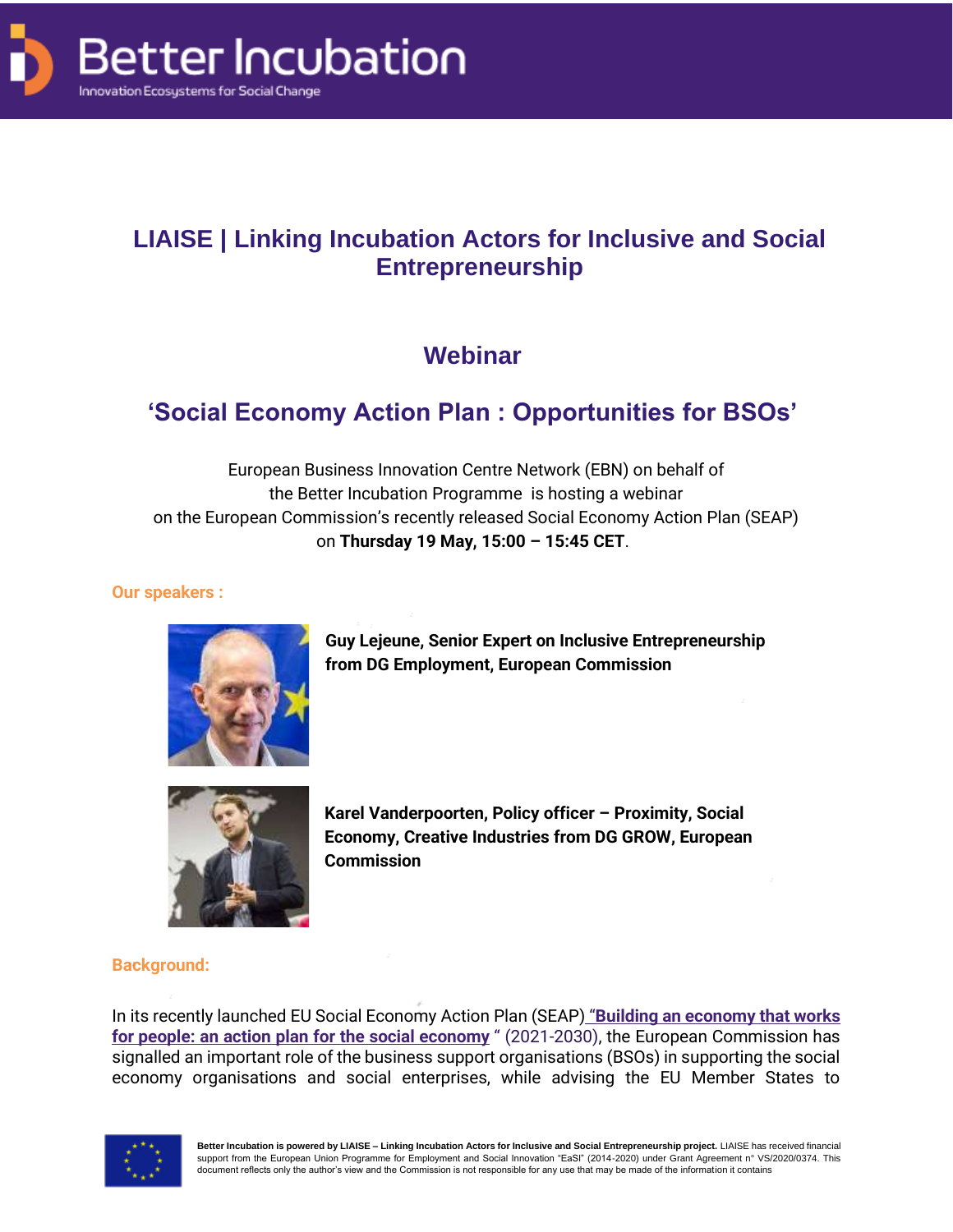Better Incubation
Innovation Ecosystems for Social Change

# LIAISE | Linking Incubation Actors for Inclusive and Social Entrepreneurship

## Webinar

## 'Social Economy Action Plan : Opportunities for BSOs'

European Business Innovation Centre Network (EBN) on behalf of the Better Incubation Programme is hosting a webinar on the European Commission's recently released Social Economy Action Plan (SEAP) on **Thursday 19 May, 15:00 – 15:45 CET**.

**Our speakers :**

**Guy Lejeune, Senior Expert on Inclusive Entrepreneurship from DG Employment, European Commission**

**Karel Vanderpoorten, Policy officer – Proximity, Social Economy, Creative Industries from DG GROW, European Commission**

**Background:**

In its recently launched EU Social Economy Action Plan (SEAP) **"Building an economy that works for people: an action plan for the social economy "** (2021-2030), the European Commission has signalled an important role of the business support organisations (BSOs) in supporting the social economy organisations and social enterprises, while advising the EU Member States to

**Better Incubation is powered by LIAISE – Linking Incubation Actors for Inclusive and Social Entrepreneurship project.** LIAISE has received financial support from the European Union Programme for Employment and Social Innovation "EaSI" (2014-2020) under Grant Agreement n° VS/2020/0374. This document reflects only the author's view and the Commission is not responsible for any use that may be made of the information it contains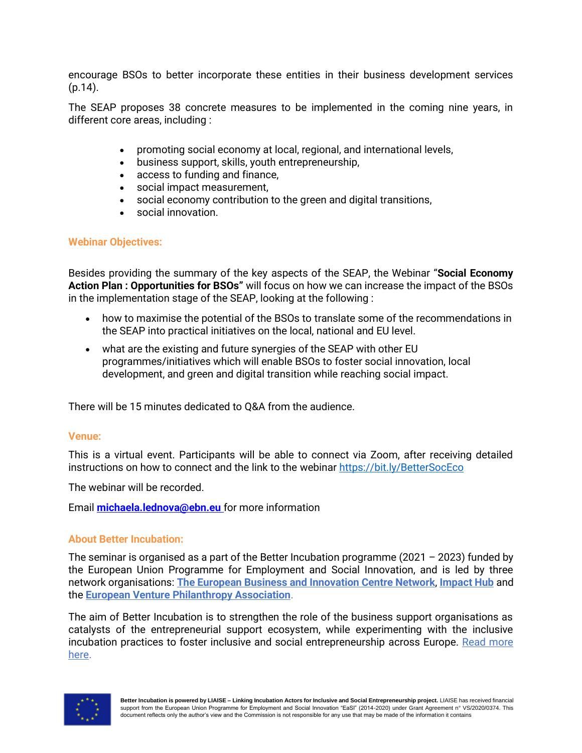encourage BSOs to better incorporate these entities in their business development services (p.14).

The SEAP proposes 38 concrete measures to be implemented in the coming nine years, in different core areas, including :

- promoting social economy at local, regional, and international levels,
- business support, skills, youth entrepreneurship,
- access to funding and finance,
- social impact measurement,
- social economy contribution to the green and digital transitions,
- social innovation.

### Webinar Objectives:

Besides providing the summary of the key aspects of the SEAP, the Webinar "**Social Economy Action Plan : Opportunities for BSOs"** will focus on how we can increase the impact of the BSOs in the implementation stage of the SEAP, looking at the following :

- how to maximise the potential of the BSOs to translate some of the recommendations in the SEAP into practical initiatives on the local, national and EU level.
- what are the existing and future synergies of the SEAP with other EU programmes/initiatives which will enable BSOs to foster social innovation, local development, and green and digital transition while reaching social impact.

There will be 15 minutes dedicated to Q&A from the audience.

### Venue:

This is a virtual event. Participants will be able to connect via Zoom, after receiving detailed instructions on how to connect and the link to the webinar https://bit.ly/BetterSocEco

The webinar will be recorded.

Email **michaela.lednova@ebn.eu** for more information

### About Better Incubation:

The seminar is organised as a part of the Better Incubation programme (2021 – 2023) funded by the European Union Programme for Employment and Social Innovation, and is led by three network organisations: **The European Business and Innovation Centre Network**, **Impact Hub** and the **European Venture Philanthropy Association**.

The aim of Better Incubation is to strengthen the role of the business support organisations as catalysts of the entrepreneurial support ecosystem, while experimenting with the inclusive incubation practices to foster inclusive and social entrepreneurship across Europe. Read more here.

**Better Incubation is powered by LIAISE – Linking Incubation Actors for Inclusive and Social Entrepreneurship project.** LIAISE has received financial support from the European Union Programme for Employment and Social Innovation "EaSI" (2014-2020) under Grant Agreement n° VS/2020/0374. This document reflects only the author's view and the Commission is not responsible for any use that may be made of the information it contains